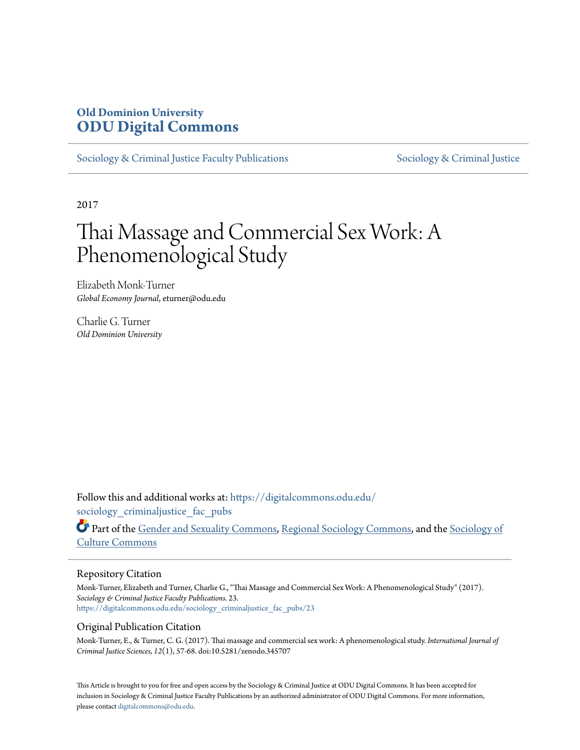**Old Dominion University**
**ODU Digital Commons**

Sociology & Criminal Justice Faculty Publications | Sociology & Criminal Justice

2017

# Thai Massage and Commercial Sex Work: A Phenomenological Study

Elizabeth Monk-Turner
*Global Economy Journal*, eturner@odu.edu

Charlie G. Turner
*Old Dominion University*

Follow this and additional works at: https://digitalcommons.odu.edu/sociology_criminaljustice_fac_pubs

Part of the Gender and Sexuality Commons, Regional Sociology Commons, and the Sociology of Culture Commons

## Repository Citation

Monk-Turner, Elizabeth and Turner, Charlie G., "Thai Massage and Commercial Sex Work: A Phenomenological Study" (2017). *Sociology & Criminal Justice Faculty Publications*. 23.
https://digitalcommons.odu.edu/sociology_criminaljustice_fac_pubs/23

## Original Publication Citation

Monk-Turner, E., & Turner, C. G. (2017). Thai massage and commercial sex work: A phenomenological study. *International Journal of Criminal Justice Sciences, 12*(1), 57-68. doi:10.5281/zenodo.345707

This Article is brought to you for free and open access by the Sociology & Criminal Justice at ODU Digital Commons. It has been accepted for inclusion in Sociology & Criminal Justice Faculty Publications by an authorized administrator of ODU Digital Commons. For more information, please contact digitalcommons@odu.edu.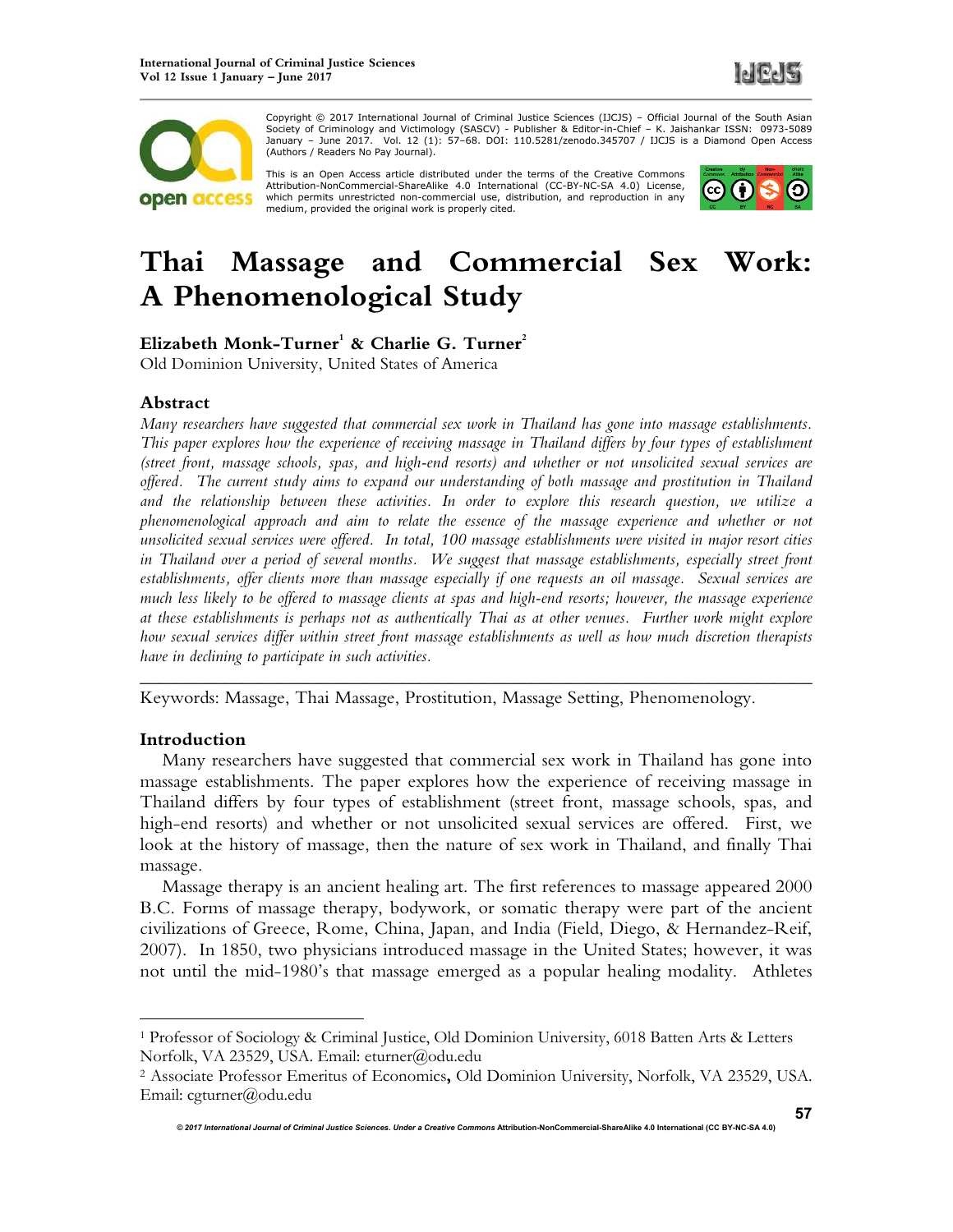Copyright © 2017 International Journal of Criminal Justice Sciences (IJCJS) – Official Journal of the South Asian Society of Criminology and Victimology (SASCV) - Publisher & Editor-in-Chief – K. Jaishankar ISSN: 0973-5089 January – June 2017. Vol. 12 (1): 57–68. DOI: 110.5281/zenodo.345707 / IJCJS is a Diamond Open Access (Authors / Readers No Pay Journal).

This is an Open Access article distributed under the terms of the Creative Commons Attribution-NonCommercial-ShareAlike 4.0 International (CC-BY-NC-SA 4.0) License, which permits unrestricted non-commercial use, distribution, and reproduction in any medium, provided the original work is properly cited.

# Thai Massage and Commercial Sex Work: A Phenomenological Study

**Elizabeth Monk-Turner[1] & Charlie G. Turner[2]**
Old Dominion University, United States of America

## Abstract

*Many researchers have suggested that commercial sex work in Thailand has gone into massage establishments. This paper explores how the experience of receiving massage in Thailand differs by four types of establishment (street front, massage schools, spas, and high-end resorts) and whether or not unsolicited sexual services are offered. The current study aims to expand our understanding of both massage and prostitution in Thailand and the relationship between these activities. In order to explore this research question, we utilize a phenomenological approach and aim to relate the essence of the massage experience and whether or not unsolicited sexual services were offered. In total, 100 massage establishments were visited in major resort cities in Thailand over a period of several months. We suggest that massage establishments, especially street front establishments, offer clients more than massage especially if one requests an oil massage. Sexual services are much less likely to be offered to massage clients at spas and high-end resorts; however, the massage experience at these establishments is perhaps not as authentically Thai as at other venues. Further work might explore how sexual services differ within street front massage establishments as well as how much discretion therapists have in declining to participate in such activities.*

---

Keywords: Massage, Thai Massage, Prostitution, Massage Setting, Phenomenology.

## Introduction

Many researchers have suggested that commercial sex work in Thailand has gone into massage establishments. The paper explores how the experience of receiving massage in Thailand differs by four types of establishment (street front, massage schools, spas, and high-end resorts) and whether or not unsolicited sexual services are offered. First, we look at the history of massage, then the nature of sex work in Thailand, and finally Thai massage.

Massage therapy is an ancient healing art. The first references to massage appeared 2000 B.C. Forms of massage therapy, bodywork, or somatic therapy were part of the ancient civilizations of Greece, Rome, China, Japan, and India (Field, Diego, & Hernandez-Reif, 2007). In 1850, two physicians introduced massage in the United States; however, it was not until the mid-1980's that massage emerged as a popular healing modality. Athletes

---

[1] Professor of Sociology & Criminal Justice, Old Dominion University, 6018 Batten Arts & Letters Norfolk, VA 23529, USA. Email: eturner@odu.edu

[2] Associate Professor Emeritus of Economics, Old Dominion University, Norfolk, VA 23529, USA. Email: cgturner@odu.edu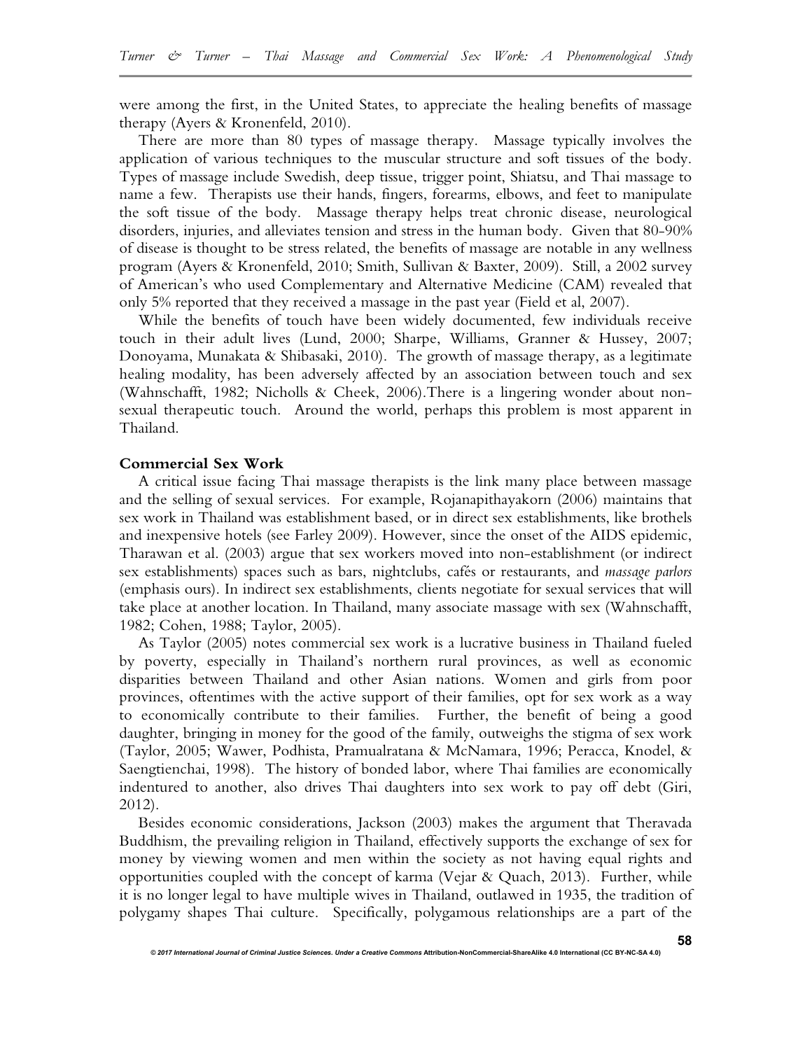were among the first, in the United States, to appreciate the healing benefits of massage therapy (Ayers & Kronenfeld, 2010).

There are more than 80 types of massage therapy. Massage typically involves the application of various techniques to the muscular structure and soft tissues of the body. Types of massage include Swedish, deep tissue, trigger point, Shiatsu, and Thai massage to name a few. Therapists use their hands, fingers, forearms, elbows, and feet to manipulate the soft tissue of the body. Massage therapy helps treat chronic disease, neurological disorders, injuries, and alleviates tension and stress in the human body. Given that 80-90% of disease is thought to be stress related, the benefits of massage are notable in any wellness program (Ayers & Kronenfeld, 2010; Smith, Sullivan & Baxter, 2009). Still, a 2002 survey of American's who used Complementary and Alternative Medicine (CAM) revealed that only 5% reported that they received a massage in the past year (Field et al, 2007).

While the benefits of touch have been widely documented, few individuals receive touch in their adult lives (Lund, 2000; Sharpe, Williams, Granner & Hussey, 2007; Donoyama, Munakata & Shibasaki, 2010). The growth of massage therapy, as a legitimate healing modality, has been adversely affected by an association between touch and sex (Wahnschafft, 1982; Nicholls & Cheek, 2006).There is a lingering wonder about non-sexual therapeutic touch. Around the world, perhaps this problem is most apparent in Thailand.

### Commercial Sex Work

A critical issue facing Thai massage therapists is the link many place between massage and the selling of sexual services. For example, Rojanapithayakorn (2006) maintains that sex work in Thailand was establishment based, or in direct sex establishments, like brothels and inexpensive hotels (see Farley 2009). However, since the onset of the AIDS epidemic, Tharawan et al. (2003) argue that sex workers moved into non-establishment (or indirect sex establishments) spaces such as bars, nightclubs, cafés or restaurants, and *massage parlors* (emphasis ours). In indirect sex establishments, clients negotiate for sexual services that will take place at another location. In Thailand, many associate massage with sex (Wahnschafft, 1982; Cohen, 1988; Taylor, 2005).

As Taylor (2005) notes commercial sex work is a lucrative business in Thailand fueled by poverty, especially in Thailand's northern rural provinces, as well as economic disparities between Thailand and other Asian nations. Women and girls from poor provinces, oftentimes with the active support of their families, opt for sex work as a way to economically contribute to their families. Further, the benefit of being a good daughter, bringing in money for the good of the family, outweighs the stigma of sex work (Taylor, 2005; Wawer, Podhista, Pramualratana & McNamara, 1996; Peracca, Knodel, & Saengtienchai, 1998). The history of bonded labor, where Thai families are economically indentured to another, also drives Thai daughters into sex work to pay off debt (Giri, 2012).

Besides economic considerations, Jackson (2003) makes the argument that Theravada Buddhism, the prevailing religion in Thailand, effectively supports the exchange of sex for money by viewing women and men within the society as not having equal rights and opportunities coupled with the concept of karma (Vejar & Quach, 2013). Further, while it is no longer legal to have multiple wives in Thailand, outlawed in 1935, the tradition of polygamy shapes Thai culture. Specifically, polygamous relationships are a part of the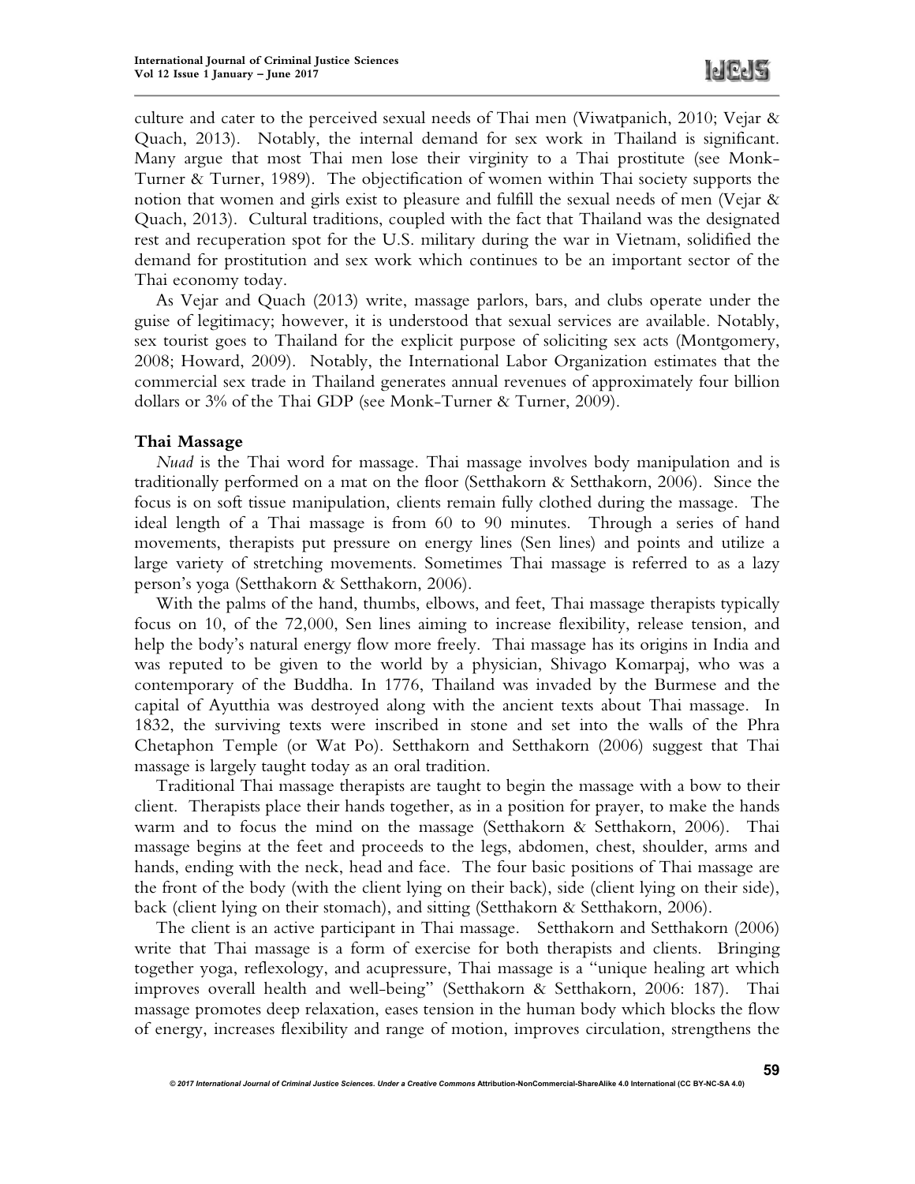culture and cater to the perceived sexual needs of Thai men (Viwatpanich, 2010; Vejar & Quach, 2013). Notably, the internal demand for sex work in Thailand is significant. Many argue that most Thai men lose their virginity to a Thai prostitute (see Monk-Turner & Turner, 1989). The objectification of women within Thai society supports the notion that women and girls exist to pleasure and fulfill the sexual needs of men (Vejar & Quach, 2013). Cultural traditions, coupled with the fact that Thailand was the designated rest and recuperation spot for the U.S. military during the war in Vietnam, solidified the demand for prostitution and sex work which continues to be an important sector of the Thai economy today.

As Vejar and Quach (2013) write, massage parlors, bars, and clubs operate under the guise of legitimacy; however, it is understood that sexual services are available. Notably, sex tourist goes to Thailand for the explicit purpose of soliciting sex acts (Montgomery, 2008; Howard, 2009). Notably, the International Labor Organization estimates that the commercial sex trade in Thailand generates annual revenues of approximately four billion dollars or 3% of the Thai GDP (see Monk-Turner & Turner, 2009).

### Thai Massage

*Nuad* is the Thai word for massage. Thai massage involves body manipulation and is traditionally performed on a mat on the floor (Setthakorn & Setthakorn, 2006). Since the focus is on soft tissue manipulation, clients remain fully clothed during the massage. The ideal length of a Thai massage is from 60 to 90 minutes. Through a series of hand movements, therapists put pressure on energy lines (Sen lines) and points and utilize a large variety of stretching movements. Sometimes Thai massage is referred to as a lazy person's yoga (Setthakorn & Setthakorn, 2006).

With the palms of the hand, thumbs, elbows, and feet, Thai massage therapists typically focus on 10, of the 72,000, Sen lines aiming to increase flexibility, release tension, and help the body's natural energy flow more freely. Thai massage has its origins in India and was reputed to be given to the world by a physician, Shivago Komarpaj, who was a contemporary of the Buddha. In 1776, Thailand was invaded by the Burmese and the capital of Ayutthia was destroyed along with the ancient texts about Thai massage. In 1832, the surviving texts were inscribed in stone and set into the walls of the Phra Chetaphon Temple (or Wat Po). Setthakorn and Setthakorn (2006) suggest that Thai massage is largely taught today as an oral tradition.

Traditional Thai massage therapists are taught to begin the massage with a bow to their client. Therapists place their hands together, as in a position for prayer, to make the hands warm and to focus the mind on the massage (Setthakorn & Setthakorn, 2006). Thai massage begins at the feet and proceeds to the legs, abdomen, chest, shoulder, arms and hands, ending with the neck, head and face. The four basic positions of Thai massage are the front of the body (with the client lying on their back), side (client lying on their side), back (client lying on their stomach), and sitting (Setthakorn & Setthakorn, 2006).

The client is an active participant in Thai massage. Setthakorn and Setthakorn (2006) write that Thai massage is a form of exercise for both therapists and clients. Bringing together yoga, reflexology, and acupressure, Thai massage is a "unique healing art which improves overall health and well-being" (Setthakorn & Setthakorn, 2006: 187). Thai massage promotes deep relaxation, eases tension in the human body which blocks the flow of energy, increases flexibility and range of motion, improves circulation, strengthens the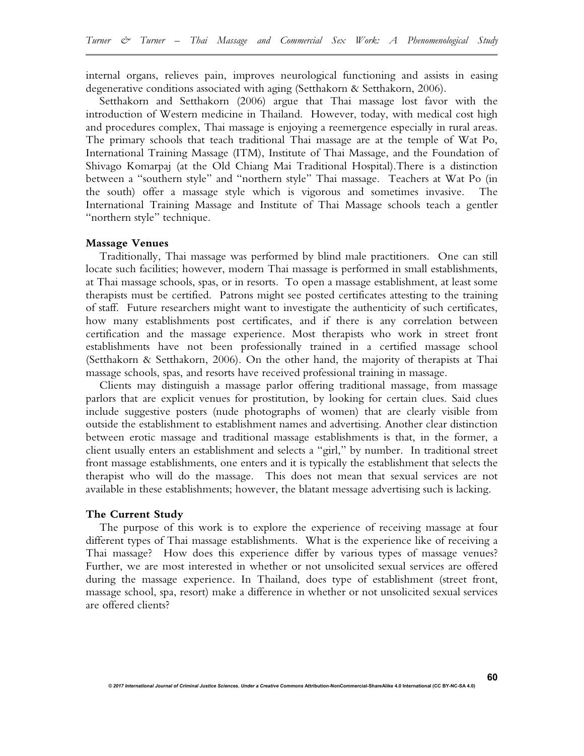internal organs, relieves pain, improves neurological functioning and assists in easing degenerative conditions associated with aging (Setthakorn & Setthakorn, 2006).

Setthakorn and Setthakorn (2006) argue that Thai massage lost favor with the introduction of Western medicine in Thailand. However, today, with medical cost high and procedures complex, Thai massage is enjoying a reemergence especially in rural areas. The primary schools that teach traditional Thai massage are at the temple of Wat Po, International Training Massage (ITM), Institute of Thai Massage, and the Foundation of Shivago Komarpaj (at the Old Chiang Mai Traditional Hospital).There is a distinction between a "southern style" and "northern style" Thai massage. Teachers at Wat Po (in the south) offer a massage style which is vigorous and sometimes invasive. The International Training Massage and Institute of Thai Massage schools teach a gentler "northern style" technique.

### Massage Venues

Traditionally, Thai massage was performed by blind male practitioners. One can still locate such facilities; however, modern Thai massage is performed in small establishments, at Thai massage schools, spas, or in resorts. To open a massage establishment, at least some therapists must be certified. Patrons might see posted certificates attesting to the training of staff. Future researchers might want to investigate the authenticity of such certificates, how many establishments post certificates, and if there is any correlation between certification and the massage experience. Most therapists who work in street front establishments have not been professionally trained in a certified massage school (Setthakorn & Setthakorn, 2006). On the other hand, the majority of therapists at Thai massage schools, spas, and resorts have received professional training in massage.

Clients may distinguish a massage parlor offering traditional massage, from massage parlors that are explicit venues for prostitution, by looking for certain clues. Said clues include suggestive posters (nude photographs of women) that are clearly visible from outside the establishment to establishment names and advertising. Another clear distinction between erotic massage and traditional massage establishments is that, in the former, a client usually enters an establishment and selects a "girl," by number. In traditional street front massage establishments, one enters and it is typically the establishment that selects the therapist who will do the massage. This does not mean that sexual services are not available in these establishments; however, the blatant message advertising such is lacking.

### The Current Study

The purpose of this work is to explore the experience of receiving massage at four different types of Thai massage establishments. What is the experience like of receiving a Thai massage? How does this experience differ by various types of massage venues? Further, we are most interested in whether or not unsolicited sexual services are offered during the massage experience. In Thailand, does type of establishment (street front, massage school, spa, resort) make a difference in whether or not unsolicited sexual services are offered clients?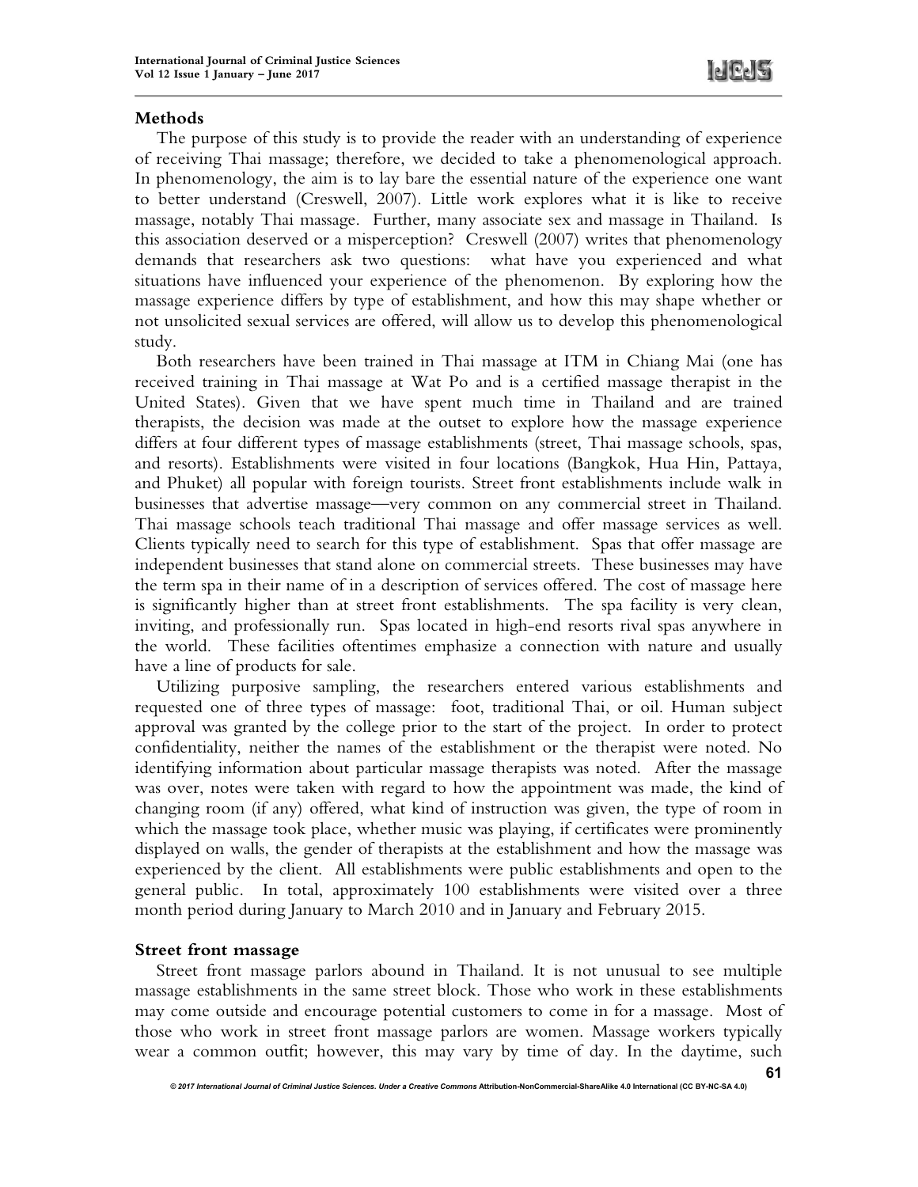## Methods

The purpose of this study is to provide the reader with an understanding of experience of receiving Thai massage; therefore, we decided to take a phenomenological approach. In phenomenology, the aim is to lay bare the essential nature of the experience one want to better understand (Creswell, 2007). Little work explores what it is like to receive massage, notably Thai massage. Further, many associate sex and massage in Thailand. Is this association deserved or a misperception? Creswell (2007) writes that phenomenology demands that researchers ask two questions: what have you experienced and what situations have influenced your experience of the phenomenon. By exploring how the massage experience differs by type of establishment, and how this may shape whether or not unsolicited sexual services are offered, will allow us to develop this phenomenological study.

Both researchers have been trained in Thai massage at ITM in Chiang Mai (one has received training in Thai massage at Wat Po and is a certified massage therapist in the United States). Given that we have spent much time in Thailand and are trained therapists, the decision was made at the outset to explore how the massage experience differs at four different types of massage establishments (street, Thai massage schools, spas, and resorts). Establishments were visited in four locations (Bangkok, Hua Hin, Pattaya, and Phuket) all popular with foreign tourists. Street front establishments include walk in businesses that advertise massage—very common on any commercial street in Thailand. Thai massage schools teach traditional Thai massage and offer massage services as well. Clients typically need to search for this type of establishment. Spas that offer massage are independent businesses that stand alone on commercial streets. These businesses may have the term spa in their name of in a description of services offered. The cost of massage here is significantly higher than at street front establishments. The spa facility is very clean, inviting, and professionally run. Spas located in high-end resorts rival spas anywhere in the world. These facilities oftentimes emphasize a connection with nature and usually have a line of products for sale.

Utilizing purposive sampling, the researchers entered various establishments and requested one of three types of massage: foot, traditional Thai, or oil. Human subject approval was granted by the college prior to the start of the project. In order to protect confidentiality, neither the names of the establishment or the therapist were noted. No identifying information about particular massage therapists was noted. After the massage was over, notes were taken with regard to how the appointment was made, the kind of changing room (if any) offered, what kind of instruction was given, the type of room in which the massage took place, whether music was playing, if certificates were prominently displayed on walls, the gender of therapists at the establishment and how the massage was experienced by the client. All establishments were public establishments and open to the general public. In total, approximately 100 establishments were visited over a three month period during January to March 2010 and in January and February 2015.

## Street front massage

Street front massage parlors abound in Thailand. It is not unusual to see multiple massage establishments in the same street block. Those who work in these establishments may come outside and encourage potential customers to come in for a massage. Most of those who work in street front massage parlors are women. Massage workers typically wear a common outfit; however, this may vary by time of day. In the daytime, such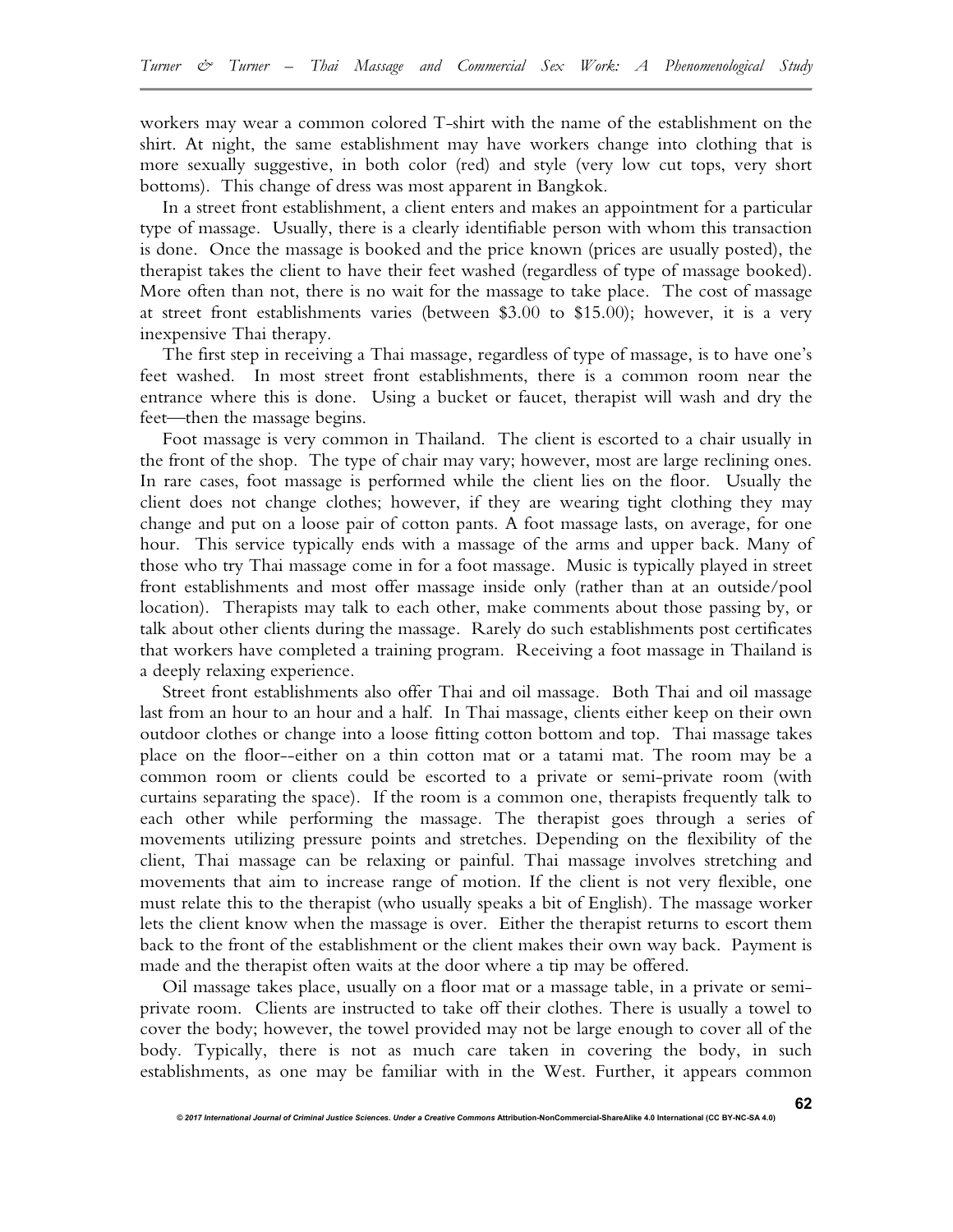workers may wear a common colored T-shirt with the name of the establishment on the shirt. At night, the same establishment may have workers change into clothing that is more sexually suggestive, in both color (red) and style (very low cut tops, very short bottoms). This change of dress was most apparent in Bangkok.

In a street front establishment, a client enters and makes an appointment for a particular type of massage. Usually, there is a clearly identifiable person with whom this transaction is done. Once the massage is booked and the price known (prices are usually posted), the therapist takes the client to have their feet washed (regardless of type of massage booked). More often than not, there is no wait for the massage to take place. The cost of massage at street front establishments varies (between $3.00 to $15.00); however, it is a very inexpensive Thai therapy.

The first step in receiving a Thai massage, regardless of type of massage, is to have one's feet washed. In most street front establishments, there is a common room near the entrance where this is done. Using a bucket or faucet, therapist will wash and dry the feet—then the massage begins.

Foot massage is very common in Thailand. The client is escorted to a chair usually in the front of the shop. The type of chair may vary; however, most are large reclining ones. In rare cases, foot massage is performed while the client lies on the floor. Usually the client does not change clothes; however, if they are wearing tight clothing they may change and put on a loose pair of cotton pants. A foot massage lasts, on average, for one hour. This service typically ends with a massage of the arms and upper back. Many of those who try Thai massage come in for a foot massage. Music is typically played in street front establishments and most offer massage inside only (rather than at an outside/pool location). Therapists may talk to each other, make comments about those passing by, or talk about other clients during the massage. Rarely do such establishments post certificates that workers have completed a training program. Receiving a foot massage in Thailand is a deeply relaxing experience.

Street front establishments also offer Thai and oil massage. Both Thai and oil massage last from an hour to an hour and a half. In Thai massage, clients either keep on their own outdoor clothes or change into a loose fitting cotton bottom and top. Thai massage takes place on the floor--either on a thin cotton mat or a tatami mat. The room may be a common room or clients could be escorted to a private or semi-private room (with curtains separating the space). If the room is a common one, therapists frequently talk to each other while performing the massage. The therapist goes through a series of movements utilizing pressure points and stretches. Depending on the flexibility of the client, Thai massage can be relaxing or painful. Thai massage involves stretching and movements that aim to increase range of motion. If the client is not very flexible, one must relate this to the therapist (who usually speaks a bit of English). The massage worker lets the client know when the massage is over. Either the therapist returns to escort them back to the front of the establishment or the client makes their own way back. Payment is made and the therapist often waits at the door where a tip may be offered.

Oil massage takes place, usually on a floor mat or a massage table, in a private or semi-private room. Clients are instructed to take off their clothes. There is usually a towel to cover the body; however, the towel provided may not be large enough to cover all of the body. Typically, there is not as much care taken in covering the body, in such establishments, as one may be familiar with in the West. Further, it appears common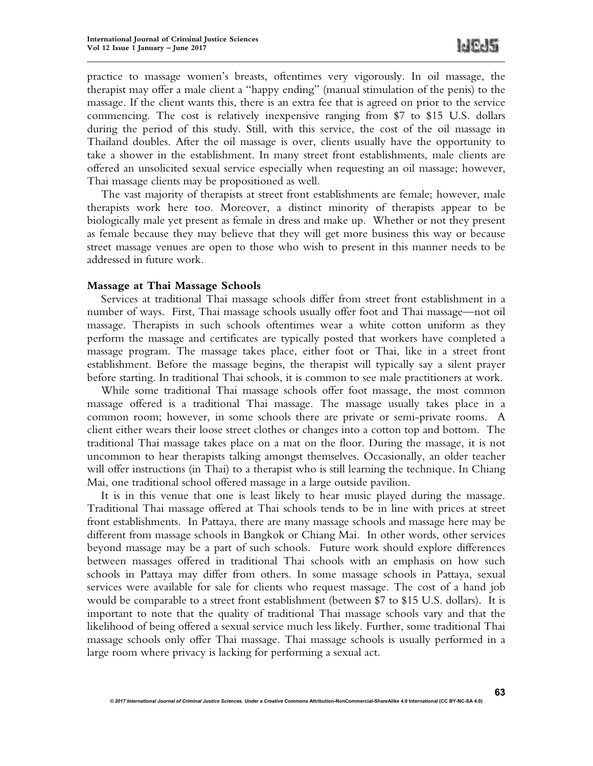practice to massage women's breasts, oftentimes very vigorously. In oil massage, the therapist may offer a male client a "happy ending" (manual stimulation of the penis) to the massage. If the client wants this, there is an extra fee that is agreed on prior to the service commencing. The cost is relatively inexpensive ranging from $7 to $15 U.S. dollars during the period of this study. Still, with this service, the cost of the oil massage in Thailand doubles. After the oil massage is over, clients usually have the opportunity to take a shower in the establishment. In many street front establishments, male clients are offered an unsolicited sexual service especially when requesting an oil massage; however, Thai massage clients may be propositioned as well.

The vast majority of therapists at street front establishments are female; however, male therapists work here too. Moreover, a distinct minority of therapists appear to be biologically male yet present as female in dress and make up. Whether or not they present as female because they may believe that they will get more business this way or because street massage venues are open to those who wish to present in this manner needs to be addressed in future work.

### Massage at Thai Massage Schools

Services at traditional Thai massage schools differ from street front establishment in a number of ways. First, Thai massage schools usually offer foot and Thai massage—not oil massage. Therapists in such schools oftentimes wear a white cotton uniform as they perform the massage and certificates are typically posted that workers have completed a massage program. The massage takes place, either foot or Thai, like in a street front establishment. Before the massage begins, the therapist will typically say a silent prayer before starting. In traditional Thai schools, it is common to see male practitioners at work.

While some traditional Thai massage schools offer foot massage, the most common massage offered is a traditional Thai massage. The massage usually takes place in a common room; however, in some schools there are private or semi-private rooms. A client either wears their loose street clothes or changes into a cotton top and bottom. The traditional Thai massage takes place on a mat on the floor. During the massage, it is not uncommon to hear therapists talking amongst themselves. Occasionally, an older teacher will offer instructions (in Thai) to a therapist who is still learning the technique. In Chiang Mai, one traditional school offered massage in a large outside pavilion.

It is in this venue that one is least likely to hear music played during the massage. Traditional Thai massage offered at Thai schools tends to be in line with prices at street front establishments. In Pattaya, there are many massage schools and massage here may be different from massage schools in Bangkok or Chiang Mai. In other words, other services beyond massage may be a part of such schools. Future work should explore differences between massages offered in traditional Thai schools with an emphasis on how such schools in Pattaya may differ from others. In some massage schools in Pattaya, sexual services were available for sale for clients who request massage. The cost of a hand job would be comparable to a street front establishment (between $7 to $15 U.S. dollars). It is important to note that the quality of traditional Thai massage schools vary and that the likelihood of being offered a sexual service much less likely. Further, some traditional Thai massage schools only offer Thai massage. Thai massage schools is usually performed in a large room where privacy is lacking for performing a sexual act.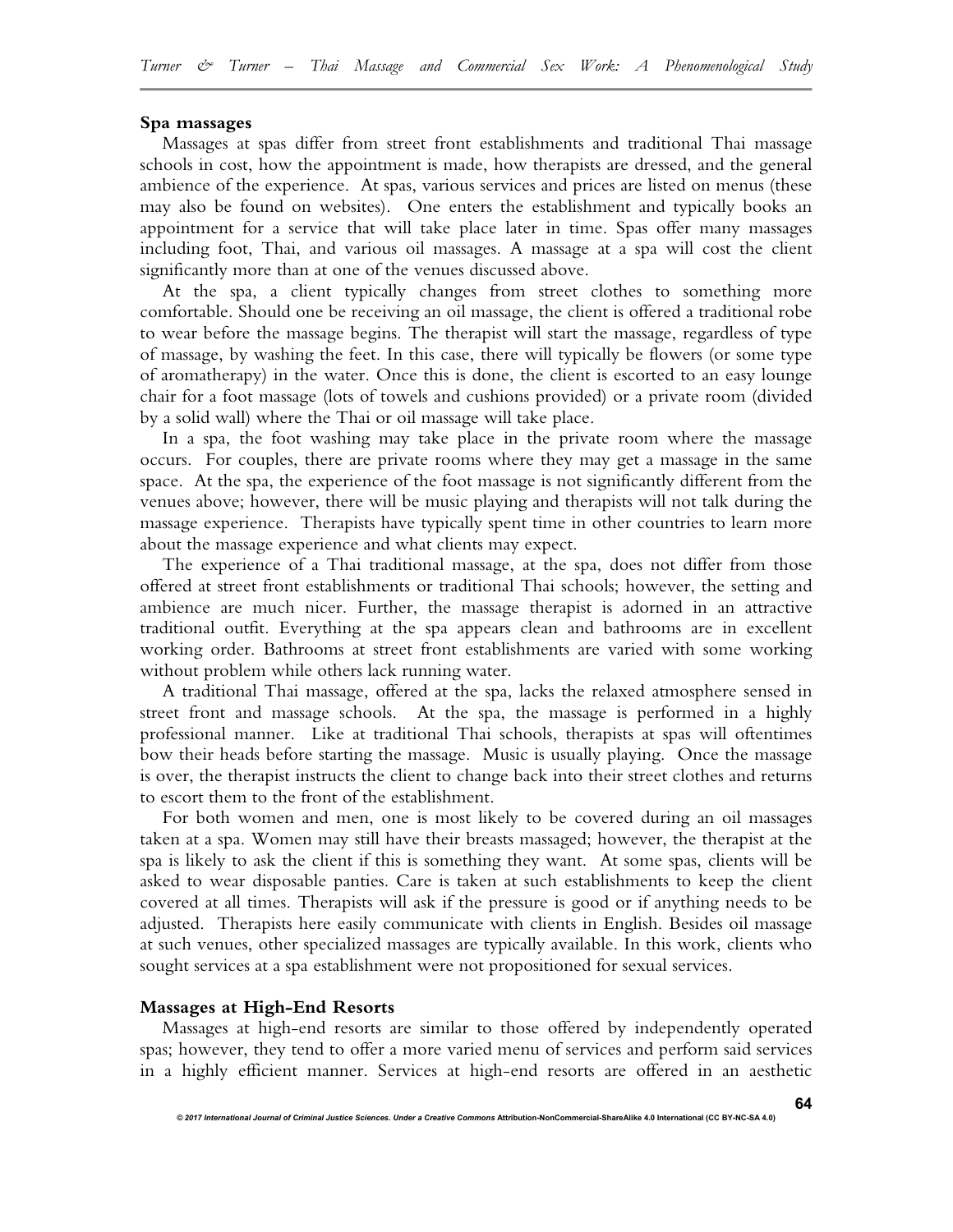**Spa massages**

Massages at spas differ from street front establishments and traditional Thai massage schools in cost, how the appointment is made, how therapists are dressed, and the general ambience of the experience. At spas, various services and prices are listed on menus (these may also be found on websites). One enters the establishment and typically books an appointment for a service that will take place later in time. Spas offer many massages including foot, Thai, and various oil massages. A massage at a spa will cost the client significantly more than at one of the venues discussed above.

At the spa, a client typically changes from street clothes to something more comfortable. Should one be receiving an oil massage, the client is offered a traditional robe to wear before the massage begins. The therapist will start the massage, regardless of type of massage, by washing the feet. In this case, there will typically be flowers (or some type of aromatherapy) in the water. Once this is done, the client is escorted to an easy lounge chair for a foot massage (lots of towels and cushions provided) or a private room (divided by a solid wall) where the Thai or oil massage will take place.

In a spa, the foot washing may take place in the private room where the massage occurs. For couples, there are private rooms where they may get a massage in the same space. At the spa, the experience of the foot massage is not significantly different from the venues above; however, there will be music playing and therapists will not talk during the massage experience. Therapists have typically spent time in other countries to learn more about the massage experience and what clients may expect.

The experience of a Thai traditional massage, at the spa, does not differ from those offered at street front establishments or traditional Thai schools; however, the setting and ambience are much nicer. Further, the massage therapist is adorned in an attractive traditional outfit. Everything at the spa appears clean and bathrooms are in excellent working order. Bathrooms at street front establishments are varied with some working without problem while others lack running water.

A traditional Thai massage, offered at the spa, lacks the relaxed atmosphere sensed in street front and massage schools. At the spa, the massage is performed in a highly professional manner. Like at traditional Thai schools, therapists at spas will oftentimes bow their heads before starting the massage. Music is usually playing. Once the massage is over, the therapist instructs the client to change back into their street clothes and returns to escort them to the front of the establishment.

For both women and men, one is most likely to be covered during an oil massages taken at a spa. Women may still have their breasts massaged; however, the therapist at the spa is likely to ask the client if this is something they want. At some spas, clients will be asked to wear disposable panties. Care is taken at such establishments to keep the client covered at all times. Therapists will ask if the pressure is good or if anything needs to be adjusted. Therapists here easily communicate with clients in English. Besides oil massage at such venues, other specialized massages are typically available. In this work, clients who sought services at a spa establishment were not propositioned for sexual services.

**Massages at High-End Resorts**

Massages at high-end resorts are similar to those offered by independently operated spas; however, they tend to offer a more varied menu of services and perform said services in a highly efficient manner. Services at high-end resorts are offered in an aesthetic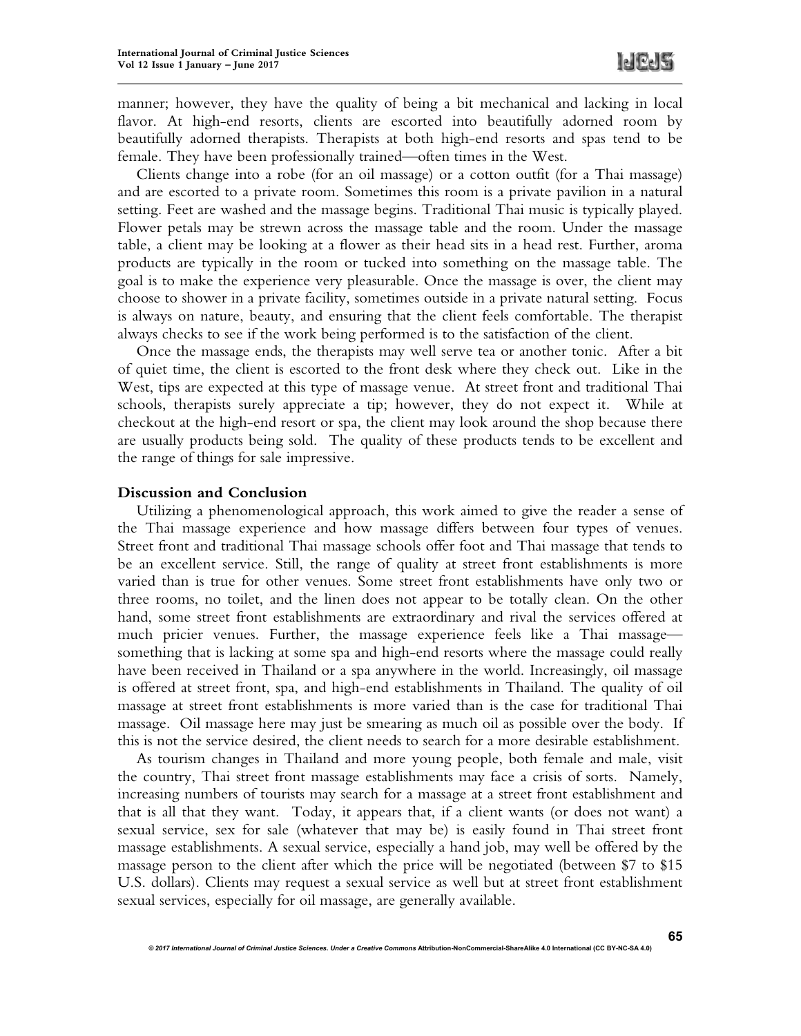manner; however, they have the quality of being a bit mechanical and lacking in local flavor. At high-end resorts, clients are escorted into beautifully adorned room by beautifully adorned therapists. Therapists at both high-end resorts and spas tend to be female. They have been professionally trained—often times in the West.

Clients change into a robe (for an oil massage) or a cotton outfit (for a Thai massage) and are escorted to a private room. Sometimes this room is a private pavilion in a natural setting. Feet are washed and the massage begins. Traditional Thai music is typically played. Flower petals may be strewn across the massage table and the room. Under the massage table, a client may be looking at a flower as their head sits in a head rest. Further, aroma products are typically in the room or tucked into something on the massage table. The goal is to make the experience very pleasurable. Once the massage is over, the client may choose to shower in a private facility, sometimes outside in a private natural setting. Focus is always on nature, beauty, and ensuring that the client feels comfortable. The therapist always checks to see if the work being performed is to the satisfaction of the client.

Once the massage ends, the therapists may well serve tea or another tonic. After a bit of quiet time, the client is escorted to the front desk where they check out. Like in the West, tips are expected at this type of massage venue. At street front and traditional Thai schools, therapists surely appreciate a tip; however, they do not expect it. While at checkout at the high-end resort or spa, the client may look around the shop because there are usually products being sold. The quality of these products tends to be excellent and the range of things for sale impressive.

## Discussion and Conclusion

Utilizing a phenomenological approach, this work aimed to give the reader a sense of the Thai massage experience and how massage differs between four types of venues. Street front and traditional Thai massage schools offer foot and Thai massage that tends to be an excellent service. Still, the range of quality at street front establishments is more varied than is true for other venues. Some street front establishments have only two or three rooms, no toilet, and the linen does not appear to be totally clean. On the other hand, some street front establishments are extraordinary and rival the services offered at much pricier venues. Further, the massage experience feels like a Thai massage—something that is lacking at some spa and high-end resorts where the massage could really have been received in Thailand or a spa anywhere in the world. Increasingly, oil massage is offered at street front, spa, and high-end establishments in Thailand. The quality of oil massage at street front establishments is more varied than is the case for traditional Thai massage. Oil massage here may just be smearing as much oil as possible over the body. If this is not the service desired, the client needs to search for a more desirable establishment.

As tourism changes in Thailand and more young people, both female and male, visit the country, Thai street front massage establishments may face a crisis of sorts. Namely, increasing numbers of tourists may search for a massage at a street front establishment and that is all that they want. Today, it appears that, if a client wants (or does not want) a sexual service, sex for sale (whatever that may be) is easily found in Thai street front massage establishments. A sexual service, especially a hand job, may well be offered by the massage person to the client after which the price will be negotiated (between $7 to $15 U.S. dollars). Clients may request a sexual service as well but at street front establishment sexual services, especially for oil massage, are generally available.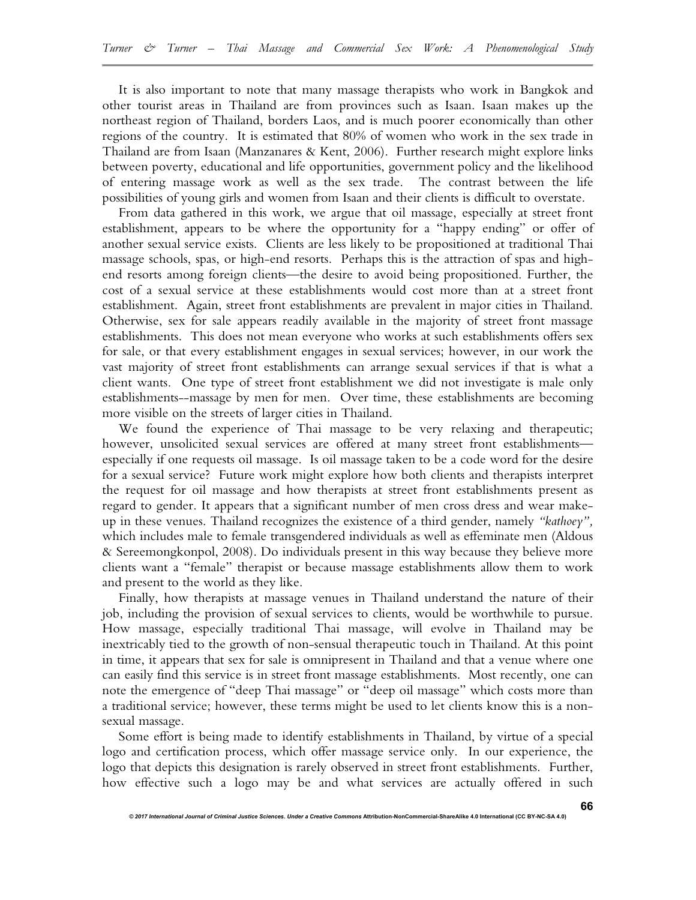It is also important to note that many massage therapists who work in Bangkok and other tourist areas in Thailand are from provinces such as Isaan. Isaan makes up the northeast region of Thailand, borders Laos, and is much poorer economically than other regions of the country. It is estimated that 80% of women who work in the sex trade in Thailand are from Isaan (Manzanares & Kent, 2006). Further research might explore links between poverty, educational and life opportunities, government policy and the likelihood of entering massage work as well as the sex trade. The contrast between the life possibilities of young girls and women from Isaan and their clients is difficult to overstate.

From data gathered in this work, we argue that oil massage, especially at street front establishment, appears to be where the opportunity for a "happy ending" or offer of another sexual service exists. Clients are less likely to be propositioned at traditional Thai massage schools, spas, or high-end resorts. Perhaps this is the attraction of spas and high-end resorts among foreign clients—the desire to avoid being propositioned. Further, the cost of a sexual service at these establishments would cost more than at a street front establishment. Again, street front establishments are prevalent in major cities in Thailand. Otherwise, sex for sale appears readily available in the majority of street front massage establishments. This does not mean everyone who works at such establishments offers sex for sale, or that every establishment engages in sexual services; however, in our work the vast majority of street front establishments can arrange sexual services if that is what a client wants. One type of street front establishment we did not investigate is male only establishments--massage by men for men. Over time, these establishments are becoming more visible on the streets of larger cities in Thailand.

We found the experience of Thai massage to be very relaxing and therapeutic; however, unsolicited sexual services are offered at many street front establishments—especially if one requests oil massage. Is oil massage taken to be a code word for the desire for a sexual service? Future work might explore how both clients and therapists interpret the request for oil massage and how therapists at street front establishments present as regard to gender. It appears that a significant number of men cross dress and wear make-up in these venues. Thailand recognizes the existence of a third gender, namely *"kathoey"*, which includes male to female transgendered individuals as well as effeminate men (Aldous & Sereemongkonpol, 2008). Do individuals present in this way because they believe more clients want a "female" therapist or because massage establishments allow them to work and present to the world as they like.

Finally, how therapists at massage venues in Thailand understand the nature of their job, including the provision of sexual services to clients, would be worthwhile to pursue. How massage, especially traditional Thai massage, will evolve in Thailand may be inextricably tied to the growth of non-sensual therapeutic touch in Thailand. At this point in time, it appears that sex for sale is omnipresent in Thailand and that a venue where one can easily find this service is in street front massage establishments. Most recently, one can note the emergence of "deep Thai massage" or "deep oil massage" which costs more than a traditional service; however, these terms might be used to let clients know this is a non-sexual massage.

Some effort is being made to identify establishments in Thailand, by virtue of a special logo and certification process, which offer massage service only. In our experience, the logo that depicts this designation is rarely observed in street front establishments. Further, how effective such a logo may be and what services are actually offered in such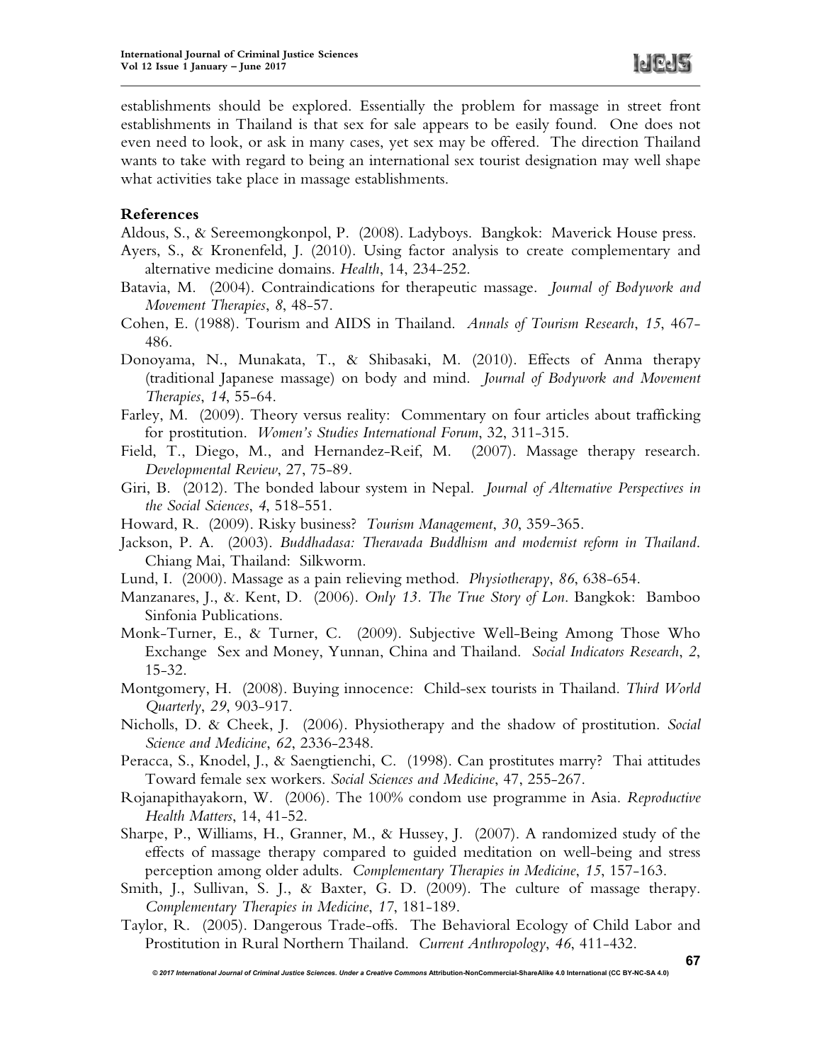establishments should be explored. Essentially the problem for massage in street front establishments in Thailand is that sex for sale appears to be easily found. One does not even need to look, or ask in many cases, yet sex may be offered. The direction Thailand wants to take with regard to being an international sex tourist designation may well shape what activities take place in massage establishments.

## References

Aldous, S., & Sereemongkonpol, P. (2008). Ladyboys. Bangkok: Maverick House press.

Ayers, S., & Kronenfeld, J. (2010). Using factor analysis to create complementary and alternative medicine domains. *Health*, 14, 234-252.

Batavia, M. (2004). Contraindications for therapeutic massage. *Journal of Bodywork and Movement Therapies*, *8*, 48-57.

Cohen, E. (1988). Tourism and AIDS in Thailand. *Annals of Tourism Research*, *15*, 467-486.

Donoyama, N., Munakata, T., & Shibasaki, M. (2010). Effects of Anma therapy (traditional Japanese massage) on body and mind. *Journal of Bodywork and Movement Therapies*, *14*, 55-64.

Farley, M. (2009). Theory versus reality: Commentary on four articles about trafficking for prostitution. *Women's Studies International Forum*, 32, 311-315.

Field, T., Diego, M., and Hernandez-Reif, M. (2007). Massage therapy research. *Developmental Review*, 27, 75-89.

Giri, B. (2012). The bonded labour system in Nepal. *Journal of Alternative Perspectives in the Social Sciences*, *4*, 518-551.

Howard, R. (2009). Risky business? *Tourism Management*, *30*, 359-365.

Jackson, P. A. (2003). *Buddhadasa: Theravada Buddhism and modernist reform in Thailand*. Chiang Mai, Thailand: Silkworm.

Lund, I. (2000). Massage as a pain relieving method. *Physiotherapy*, *86*, 638-654.

Manzanares, J., &. Kent, D. (2006). *Only 13. The True Story of Lon*. Bangkok: Bamboo Sinfonia Publications.

Monk-Turner, E., & Turner, C. (2009). Subjective Well-Being Among Those Who Exchange Sex and Money, Yunnan, China and Thailand. *Social Indicators Research*, *2*, 15-32.

Montgomery, H. (2008). Buying innocence: Child-sex tourists in Thailand. *Third World Quarterly*, *29*, 903-917.

Nicholls, D. & Cheek, J. (2006). Physiotherapy and the shadow of prostitution. *Social Science and Medicine*, *62*, 2336-2348.

Peracca, S., Knodel, J., & Saengtienchi, C. (1998). Can prostitutes marry? Thai attitudes Toward female sex workers. *Social Sciences and Medicine*, 47, 255-267.

Rojanapithayakorn, W. (2006). The 100% condom use programme in Asia. *Reproductive Health Matters*, 14, 41-52.

Sharpe, P., Williams, H., Granner, M., & Hussey, J. (2007). A randomized study of the effects of massage therapy compared to guided meditation on well-being and stress perception among older adults. *Complementary Therapies in Medicine*, *15*, 157-163.

Smith, J., Sullivan, S. J., & Baxter, G. D. (2009). The culture of massage therapy. *Complementary Therapies in Medicine*, *17*, 181-189.

Taylor, R. (2005). Dangerous Trade-offs. The Behavioral Ecology of Child Labor and Prostitution in Rural Northern Thailand. *Current Anthropology*, *46*, 411-432.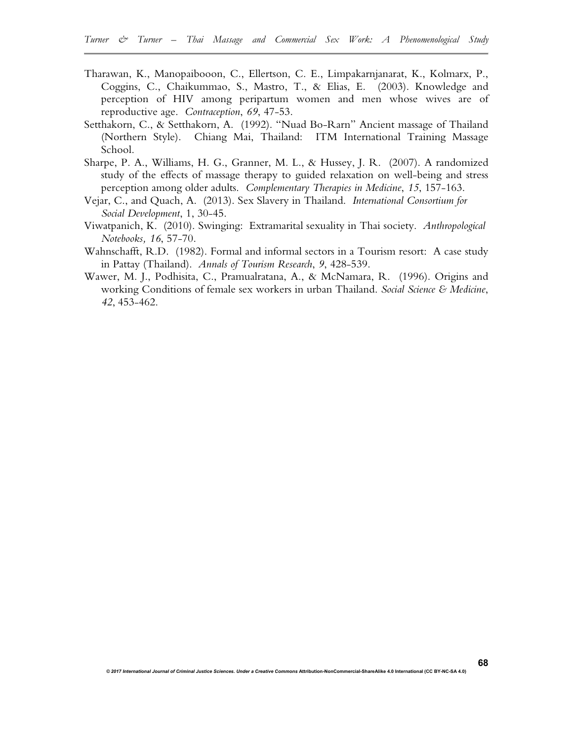Tharawan, K., Manopaibooon, C., Ellertson, C. E., Limpakarnjanarat, K., Kolmarx, P., Coggins, C., Chaikummao, S., Mastro, T., & Elias, E. (2003). Knowledge and perception of HIV among peripartum women and men whose wives are of reproductive age. *Contraception*, *69*, 47-53.

Setthakorn, C., & Setthakorn, A. (1992). "Nuad Bo-Rarn" Ancient massage of Thailand (Northern Style). Chiang Mai, Thailand: ITM International Training Massage School.

Sharpe, P. A., Williams, H. G., Granner, M. L., & Hussey, J. R. (2007). A randomized study of the effects of massage therapy to guided relaxation on well-being and stress perception among older adults. *Complementary Therapies in Medicine*, *15*, 157-163.

Vejar, C., and Quach, A. (2013). Sex Slavery in Thailand. *International Consortium for Social Development*, 1, 30-45.

Viwatpanich, K. (2010). Swinging: Extramarital sexuality in Thai society. *Anthropological Notebooks, 16*, 57-70.

Wahnschafft, R.D. (1982). Formal and informal sectors in a Tourism resort: A case study in Pattay (Thailand). *Annals of Tourism Research*, *9*, 428-539.

Wawer, M. J., Podhisita, C., Pramualratana, A., & McNamara, R. (1996). Origins and working Conditions of female sex workers in urban Thailand. *Social Science & Medicine*, *42*, 453-462.